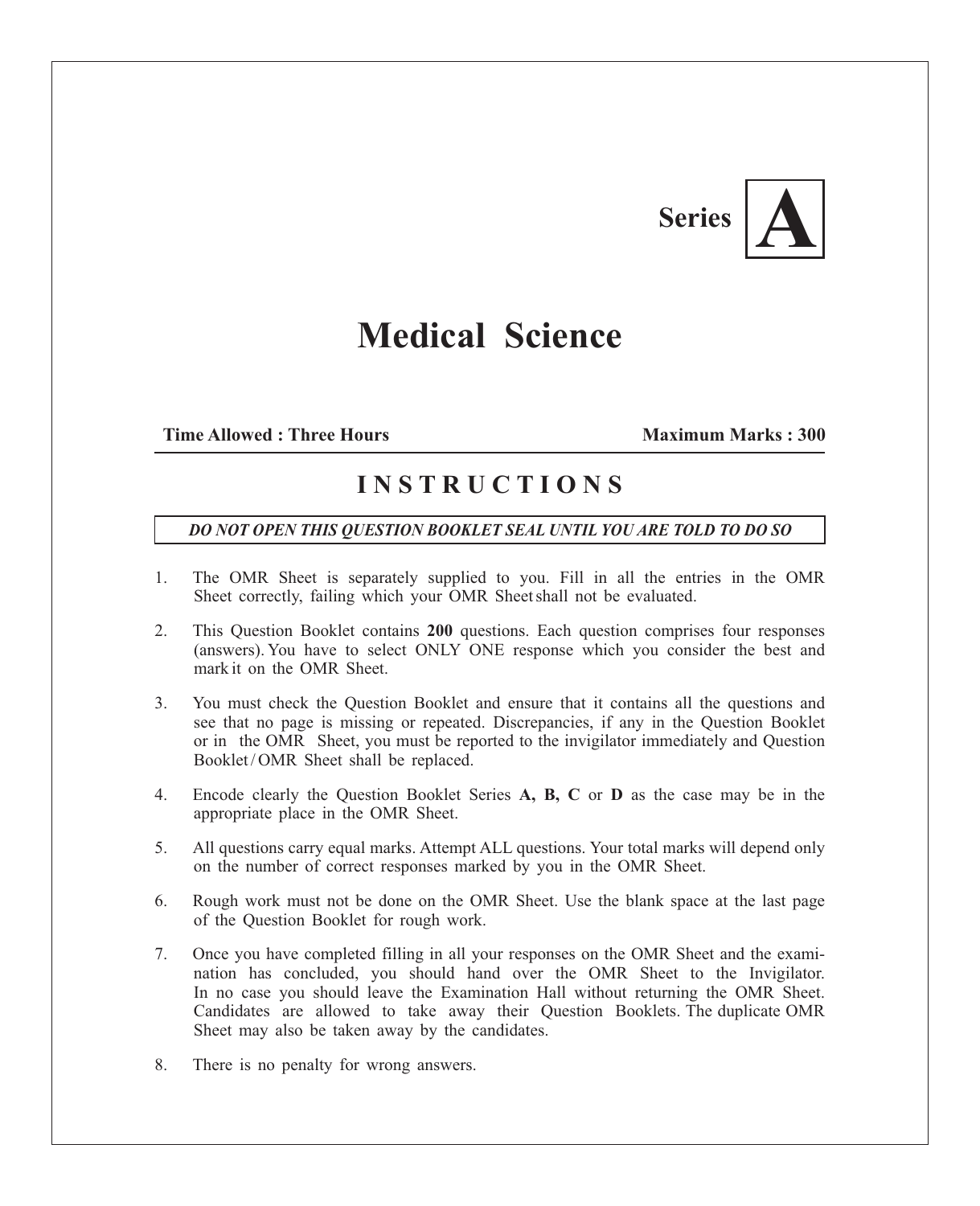**Series A**

# Medical Science

**Time Allowed : Three Hours** **Maximum Marks : 300**

## INSTRUCTIONS

***DO NOT OPEN THIS QUESTION BOOKLET SEAL UNTIL YOU ARE TOLD TO DO SO***

1. The OMR Sheet is separately supplied to you. Fill in all the entries in the OMR Sheet correctly, failing which your OMR Sheet shall not be evaluated.
2. This Question Booklet contains **200** questions. Each question comprises four responses (answers). You have to select ONLY ONE response which you consider the best and mark it on the OMR Sheet.
3. You must check the Question Booklet and ensure that it contains all the questions and see that no page is missing or repeated. Discrepancies, if any in the Question Booklet or in the OMR Sheet, you must be reported to the invigilator immediately and Question Booklet / OMR Sheet shall be replaced.
4. Encode clearly the Question Booklet Series **A, B, C** or **D** as the case may be in the appropriate place in the OMR Sheet.
5. All questions carry equal marks. Attempt ALL questions. Your total marks will depend only on the number of correct responses marked by you in the OMR Sheet.
6. Rough work must not be done on the OMR Sheet. Use the blank space at the last page of the Question Booklet for rough work.
7. Once you have completed filling in all your responses on the OMR Sheet and the examination has concluded, you should hand over the OMR Sheet to the Invigilator. In no case you should leave the Examination Hall without returning the OMR Sheet. Candidates are allowed to take away their Question Booklets. The duplicate OMR Sheet may also be taken away by the candidates.
8. There is no penalty for wrong answers.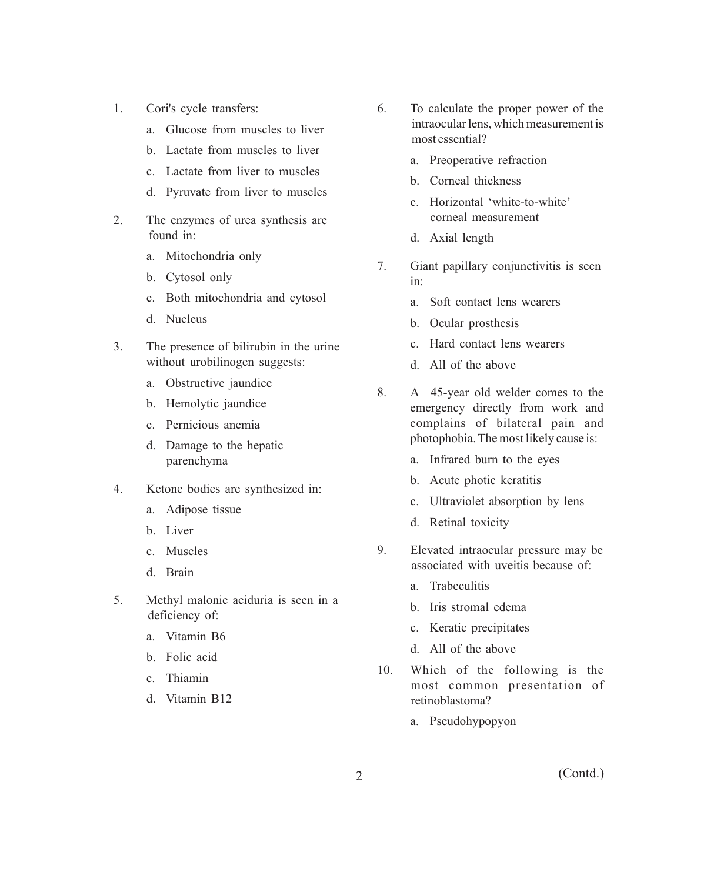1. Cori's cycle transfers:
   a. Glucose from muscles to liver
   b. Lactate from muscles to liver
   c. Lactate from liver to muscles
   d. Pyruvate from liver to muscles

2. The enzymes of urea synthesis are found in:
   a. Mitochondria only
   b. Cytosol only
   c. Both mitochondria and cytosol
   d. Nucleus

3. The presence of bilirubin in the urine without urobilinogen suggests:
   a. Obstructive jaundice
   b. Hemolytic jaundice
   c. Pernicious anemia
   d. Damage to the hepatic parenchyma

4. Ketone bodies are synthesized in:
   a. Adipose tissue
   b. Liver
   c. Muscles
   d. Brain

5. Methyl malonic aciduria is seen in a deficiency of:
   a. Vitamin B6
   b. Folic acid
   c. Thiamin
   d. Vitamin B12

6. To calculate the proper power of the intraocular lens, which measurement is most essential?
   a. Preoperative refraction
   b. Corneal thickness
   c. Horizontal 'white-to-white' corneal measurement
   d. Axial length

7. Giant papillary conjunctivitis is seen in:
   a. Soft contact lens wearers
   b. Ocular prosthesis
   c. Hard contact lens wearers
   d. All of the above

8. A 45-year old welder comes to the emergency directly from work and complains of bilateral pain and photophobia. The most likely cause is:
   a. Infrared burn to the eyes
   b. Acute photic keratitis
   c. Ultraviolet absorption by lens
   d. Retinal toxicity

9. Elevated intraocular pressure may be associated with uveitis because of:
   a. Trabeculitis
   b. Iris stromal edema
   c. Keratic precipitates
   d. All of the above

10. Which of the following is the most common presentation of retinoblastoma?
    a. Pseudohypopyon

(Contd.)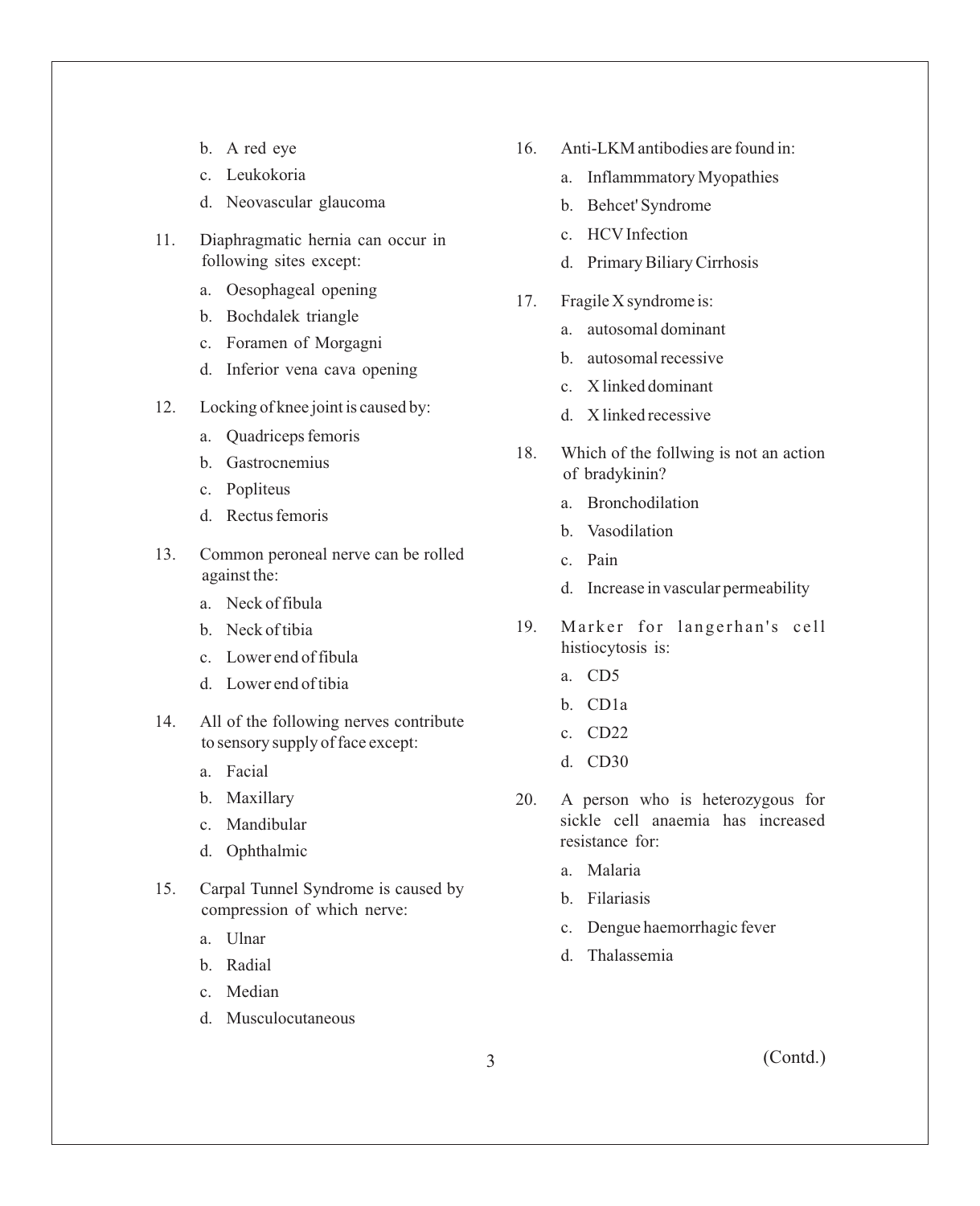b. A red eye

c. Leukokoria

d. Neovascular glaucoma

11. Diaphragmatic hernia can occur in following sites except:

    a. Oesophageal opening

    b. Bochdalek triangle

    c. Foramen of Morgagni

    d. Inferior vena cava opening

12. Locking of knee joint is caused by:

    a. Quadriceps femoris

    b. Gastrocnemius

    c. Popliteus

    d. Rectus femoris

13. Common peroneal nerve can be rolled against the:

    a. Neck of fibula

    b. Neck of tibia

    c. Lower end of fibula

    d. Lower end of tibia

14. All of the following nerves contribute to sensory supply of face except:

    a. Facial

    b. Maxillary

    c. Mandibular

    d. Ophthalmic

15. Carpal Tunnel Syndrome is caused by compression of which nerve:

    a. Ulnar

    b. Radial

    c. Median

    d. Musculocutaneous

16. Anti-LKM antibodies are found in:

    a. Inflammmatory Myopathies

    b. Behcet' Syndrome

    c. HCV Infection

    d. Primary Biliary Cirrhosis

17. Fragile X syndrome is:

    a. autosomal dominant

    b. autosomal recessive

    c. X linked dominant

    d. X linked recessive

18. Which of the follwing is not an action of bradykinin?

    a. Bronchodilation

    b. Vasodilation

    c. Pain

    d. Increase in vascular permeability

19. Marker for langerhan's cell histiocytosis is:

    a. CD5

    b. CD1a

    c. CD22

    d. CD30

20. A person who is heterozygous for sickle cell anaemia has increased resistance for:

    a. Malaria

    b. Filariasis

    c. Dengue haemorrhagic fever

    d. Thalassemia

(Contd.)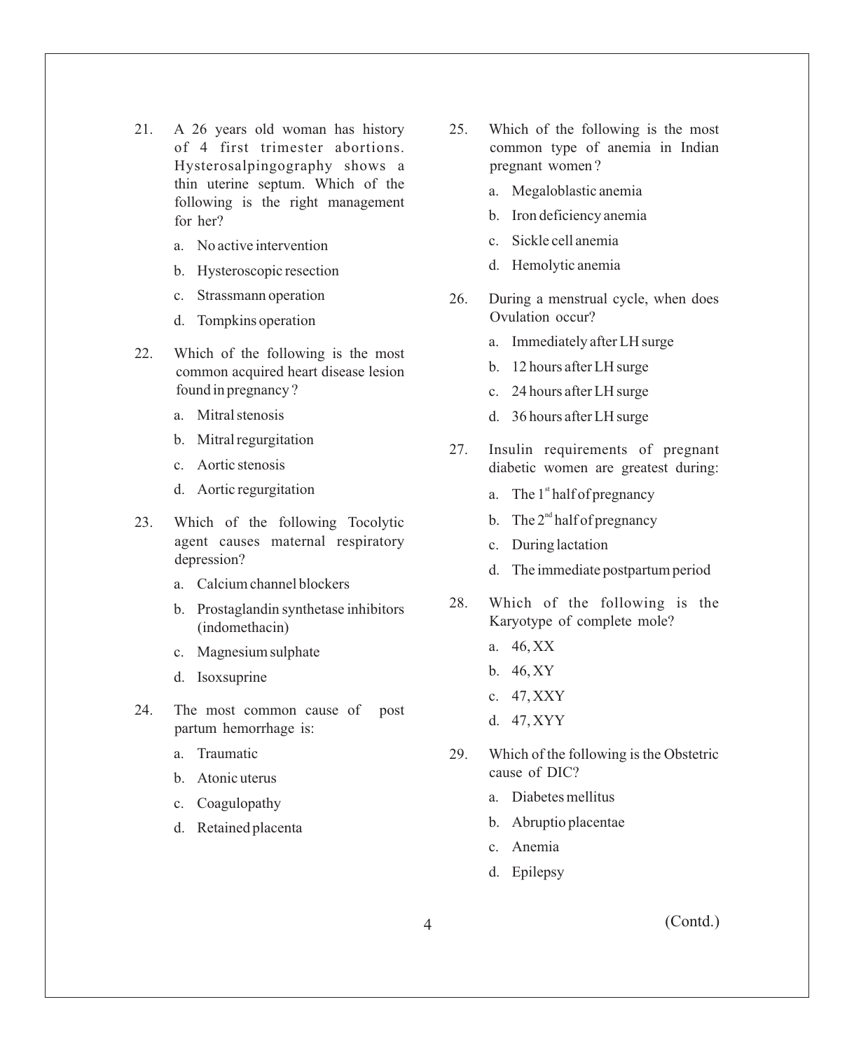21. A 26 years old woman has history of 4 first trimester abortions. Hysterosalpingography shows a thin uterine septum. Which of the following is the right management for her?

    a. No active intervention

    b. Hysteroscopic resection

    c. Strassmann operation

    d. Tompkins operation

22. Which of the following is the most common acquired heart disease lesion found in pregnancy?

    a. Mitral stenosis

    b. Mitral regurgitation

    c. Aortic stenosis

    d. Aortic regurgitation

23. Which of the following Tocolytic agent causes maternal respiratory depression?

    a. Calcium channel blockers

    b. Prostaglandin synthetase inhibitors (indomethacin)

    c. Magnesium sulphate

    d. Isoxsuprine

24. The most common cause of post partum hemorrhage is:

    a. Traumatic

    b. Atonic uterus

    c. Coagulopathy

    d. Retained placenta

25. Which of the following is the most common type of anemia in Indian pregnant women?

    a. Megaloblastic anemia

    b. Iron deficiency anemia

    c. Sickle cell anemia

    d. Hemolytic anemia

26. During a menstrual cycle, when does Ovulation occur?

    a. Immediately after LH surge

    b. 12 hours after LH surge

    c. 24 hours after LH surge

    d. 36 hours after LH surge

27. Insulin requirements of pregnant diabetic women are greatest during:

    a. The 1st half of pregnancy

    b. The 2nd half of pregnancy

    c. During lactation

    d. The immediate postpartum period

28. Which of the following is the Karyotype of complete mole?

    a. 46, XX

    b. 46, XY

    c. 47, XXY

    d. 47, XYY

29. Which of the following is the Obstetric cause of DIC?

    a. Diabetes mellitus

    b. Abruptio placentae

    c. Anemia

    d. Epilepsy

(Contd.)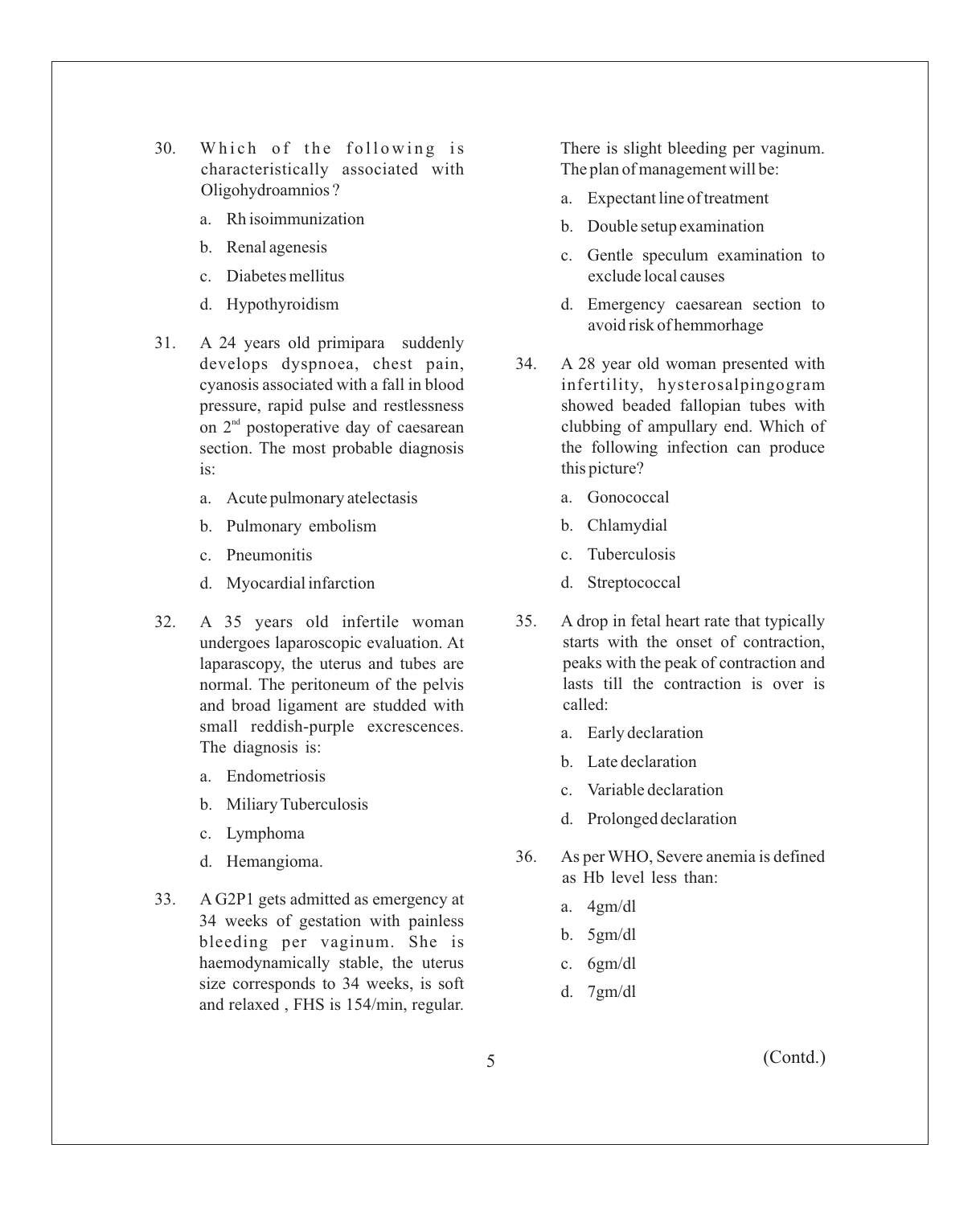30. Which of the following is characteristically associated with Oligohydroamnios ?

    a. Rh isoimmunization
    b. Renal agenesis
    c. Diabetes mellitus
    d. Hypothyroidism

31. A 24 years old primipara suddenly develops dyspnoea, chest pain, cyanosis associated with a fall in blood pressure, rapid pulse and restlessness on 2nd postoperative day of caesarean section. The most probable diagnosis is:

    a. Acute pulmonary atelectasis
    b. Pulmonary embolism
    c. Pneumonitis
    d. Myocardial infarction

32. A 35 years old infertile woman undergoes laparoscopic evaluation. At laparascopy, the uterus and tubes are normal. The peritoneum of the pelvis and broad ligament are studded with small reddish-purple excrescences. The diagnosis is:

    a. Endometriosis
    b. Miliary Tuberculosis
    c. Lymphoma
    d. Hemangioma.

33. A G2P1 gets admitted as emergency at 34 weeks of gestation with painless bleeding per vaginum. She is haemodynamically stable, the uterus size corresponds to 34 weeks, is soft and relaxed , FHS is 154/min, regular. There is slight bleeding per vaginum. The plan of management will be:

    a. Expectant line of treatment
    b. Double setup examination
    c. Gentle speculum examination to exclude local causes
    d. Emergency caesarean section to avoid risk of hemmorhage

34. A 28 year old woman presented with infertility, hysterosalpingogram showed beaded fallopian tubes with clubbing of ampullary end. Which of the following infection can produce this picture?

    a. Gonococcal
    b. Chlamydial
    c. Tuberculosis
    d. Streptococcal

35. A drop in fetal heart rate that typically starts with the onset of contraction, peaks with the peak of contraction and lasts till the contraction is over is called:

    a. Early declaration
    b. Late declaration
    c. Variable declaration
    d. Prolonged declaration

36. As per WHO, Severe anemia is defined as Hb level less than:

    a. 4gm/dl
    b. 5gm/dl
    c. 6gm/dl
    d. 7gm/dl

(Contd.)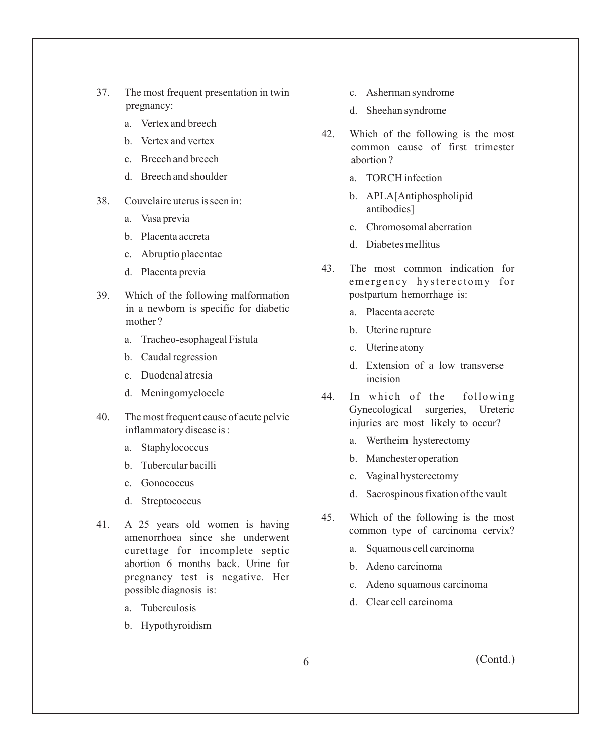37. The most frequent presentation in twin pregnancy:
    a. Vertex and breech
    b. Vertex and vertex
    c. Breech and breech
    d. Breech and shoulder

38. Couvelaire uterus is seen in:
    a. Vasa previa
    b. Placenta accreta
    c. Abruptio placentae
    d. Placenta previa

39. Which of the following malformation in a newborn is specific for diabetic mother ?
    a. Tracheo-esophageal Fistula
    b. Caudal regression
    c. Duodenal atresia
    d. Meningomyelocele

40. The most frequent cause of acute pelvic inflammatory disease is :
    a. Staphylococcus
    b. Tubercular bacilli
    c. Gonococcus
    d. Streptococcus

41. A 25 years old women is having amenorrhoea since she underwent curettage for incomplete septic abortion 6 months back. Urine for pregnancy test is negative. Her possible diagnosis is:
    a. Tuberculosis
    b. Hypothyroidism
    c. Asherman syndrome
    d. Sheehan syndrome

42. Which of the following is the most common cause of first trimester abortion ?
    a. TORCH infection
    b. APLA[Antiphospholipid antibodies]
    c. Chromosomal aberration
    d. Diabetes mellitus

43. The most common indication for emergency hysterectomy for postpartum hemorrhage is:
    a. Placenta accrete
    b. Uterine rupture
    c. Uterine atony
    d. Extension of a low transverse incision

44. In which of the following Gynecological surgeries, Ureteric injuries are most likely to occur?
    a. Wertheim hysterectomy
    b. Manchester operation
    c. Vaginal hysterectomy
    d. Sacrospinous fixation of the vault

45. Which of the following is the most common type of carcinoma cervix?
    a. Squamous cell carcinoma
    b. Adeno carcinoma
    c. Adeno squamous carcinoma
    d. Clear cell carcinoma

(Contd.)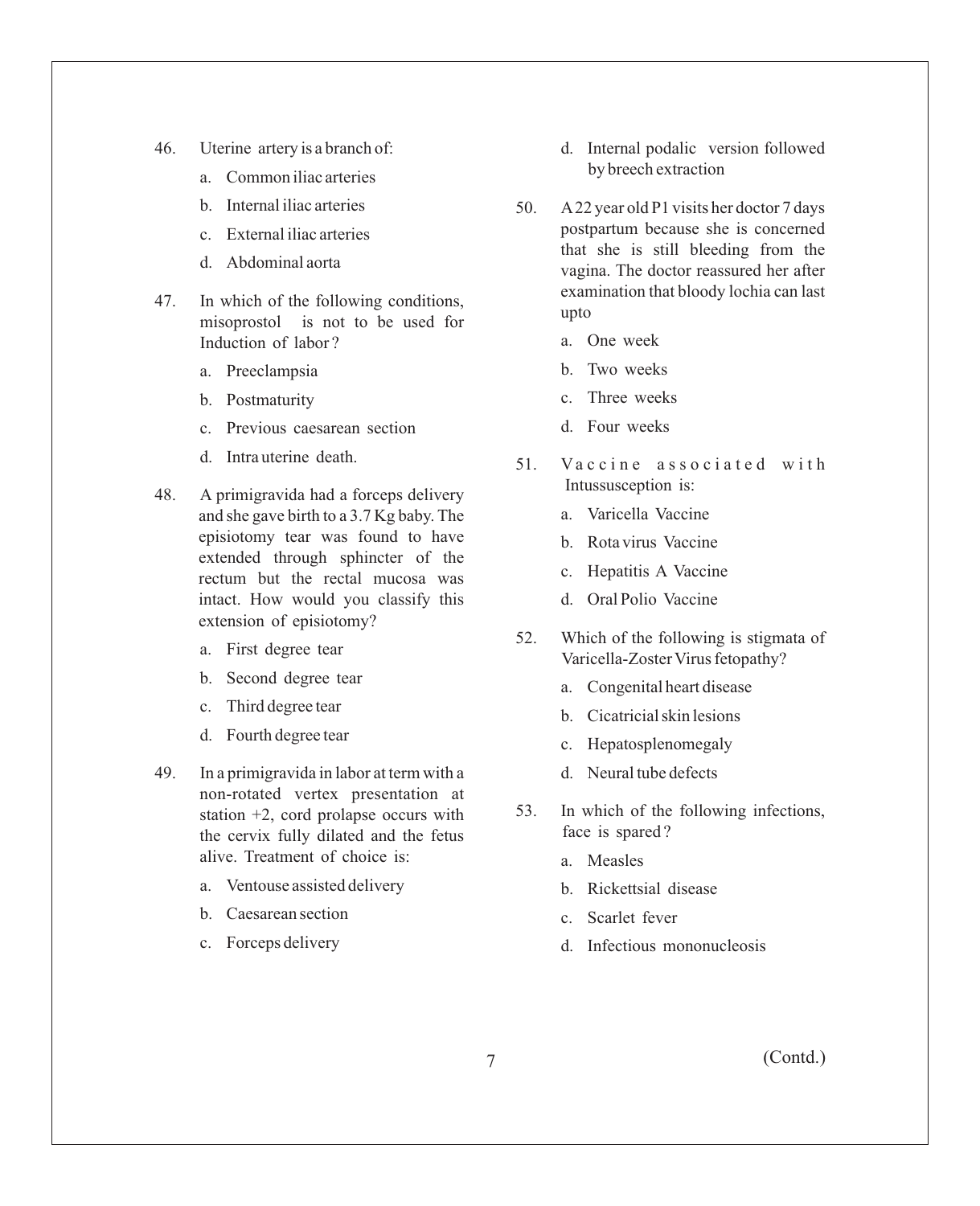46. Uterine artery is a branch of:

 a. Common iliac arteries

 b. Internal iliac arteries

 c. External iliac arteries

 d. Abdominal aorta

47. In which of the following conditions, misoprostol is not to be used for Induction of labor?

 a. Preeclampsia

 b. Postmaturity

 c. Previous caesarean section

 d. Intra uterine death.

48. A primigravida had a forceps delivery and she gave birth to a 3.7 Kg baby. The episiotomy tear was found to have extended through sphincter of the rectum but the rectal mucosa was intact. How would you classify this extension of episiotomy?

 a. First degree tear

 b. Second degree tear

 c. Third degree tear

 d. Fourth degree tear

49. In a primigravida in labor at term with a non-rotated vertex presentation at station +2, cord prolapse occurs with the cervix fully dilated and the fetus alive. Treatment of choice is:

 a. Ventouse assisted delivery

 b. Caesarean section

 c. Forceps delivery

 d. Internal podalic version followed by breech extraction

50. A 22 year old P1 visits her doctor 7 days postpartum because she is concerned that she is still bleeding from the vagina. The doctor reassured her after examination that bloody lochia can last upto

 a. One week

 b. Two weeks

 c. Three weeks

 d. Four weeks

51. Vaccine associated with Intussusception is:

 a. Varicella Vaccine

 b. Rota virus Vaccine

 c. Hepatitis A Vaccine

 d. Oral Polio Vaccine

52. Which of the following is stigmata of Varicella-Zoster Virus fetopathy?

 a. Congenital heart disease

 b. Cicatricial skin lesions

 c. Hepatosplenomegaly

 d. Neural tube defects

53. In which of the following infections, face is spared?

 a. Measles

 b. Rickettsial disease

 c. Scarlet fever

 d. Infectious mononucleosis

(Contd.)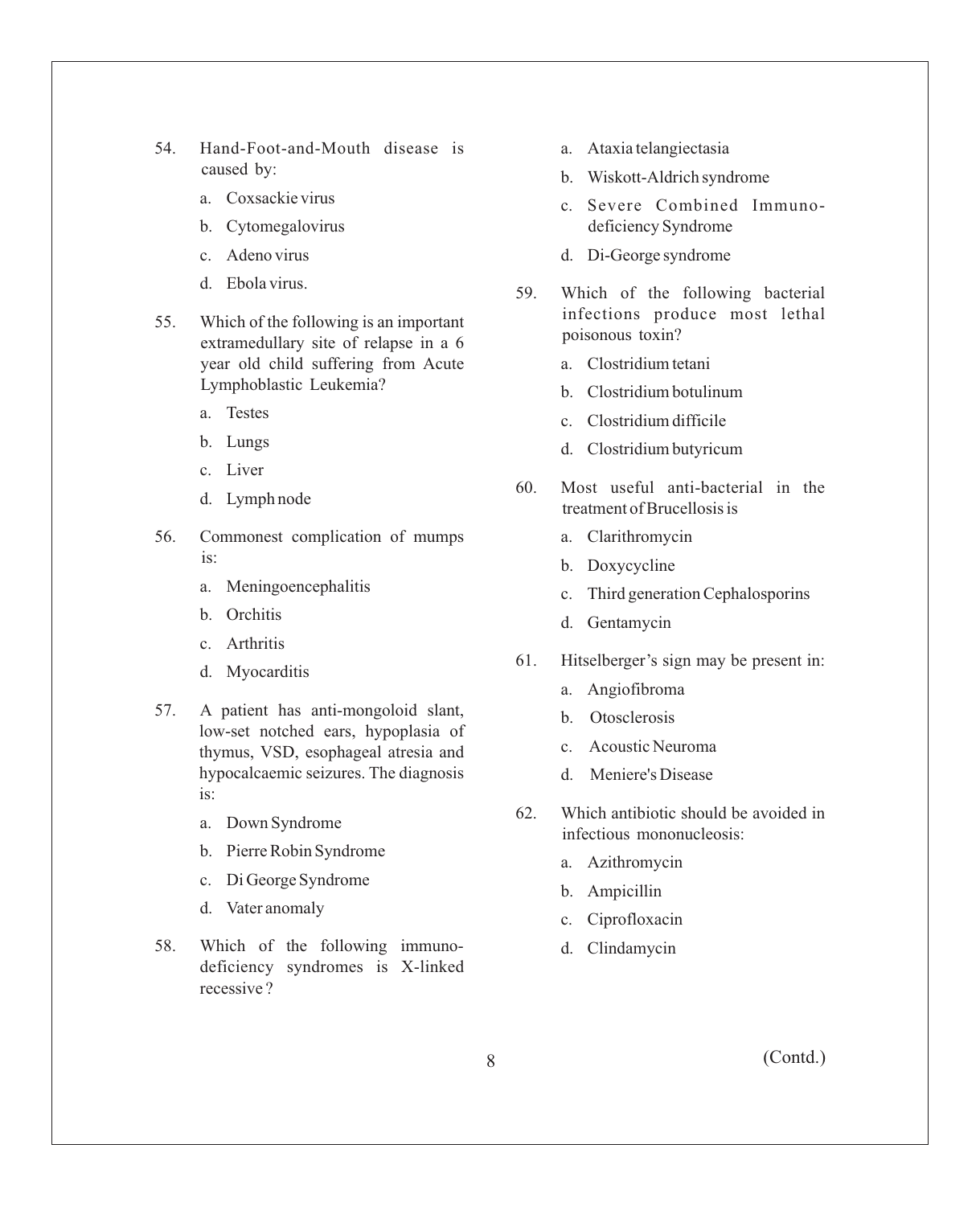54. Hand-Foot-and-Mouth disease is caused by:

    a. Coxsackie virus

    b. Cytomegalovirus

    c. Adeno virus

    d. Ebola virus.

55. Which of the following is an important extramedullary site of relapse in a 6 year old child suffering from Acute Lymphoblastic Leukemia?

    a. Testes

    b. Lungs

    c. Liver

    d. Lymph node

56. Commonest complication of mumps is:

    a. Meningoencephalitis

    b. Orchitis

    c. Arthritis

    d. Myocarditis

57. A patient has anti-mongoloid slant, low-set notched ears, hypoplasia of thymus, VSD, esophageal atresia and hypocalcaemic seizures. The diagnosis is:

    a. Down Syndrome

    b. Pierre Robin Syndrome

    c. Di George Syndrome

    d. Vater anomaly

58. Which of the following immuno-deficiency syndromes is X-linked recessive ?

    a. Ataxia telangiectasia

    b. Wiskott-Aldrich syndrome

    c. Severe Combined Immuno-deficiency Syndrome

    d. Di-George syndrome

59. Which of the following bacterial infections produce most lethal poisonous toxin?

    a. Clostridium tetani

    b. Clostridium botulinum

    c. Clostridium difficile

    d. Clostridium butyricum

60. Most useful anti-bacterial in the treatment of Brucellosis is

    a. Clarithromycin

    b. Doxycycline

    c. Third generation Cephalosporins

    d. Gentamycin

61. Hitselberger's sign may be present in:

    a. Angiofibroma

    b. Otosclerosis

    c. Acoustic Neuroma

    d. Meniere's Disease

62. Which antibiotic should be avoided in infectious mononucleosis:

    a. Azithromycin

    b. Ampicillin

    c. Ciprofloxacin

    d. Clindamycin

(Contd.)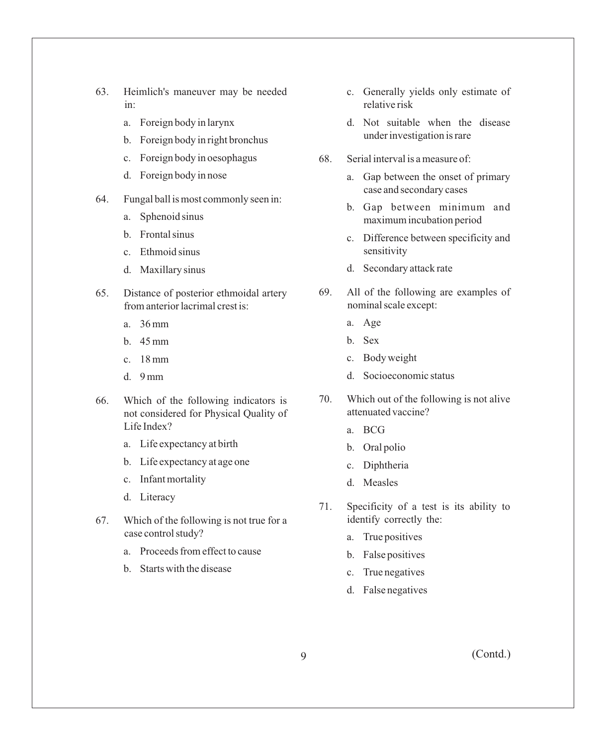63. Heimlich's maneuver may be needed in:
    a. Foreign body in larynx
    b. Foreign body in right bronchus
    c. Foreign body in oesophagus
    d. Foreign body in nose

64. Fungal ball is most commonly seen in:
    a. Sphenoid sinus
    b. Frontal sinus
    c. Ethmoid sinus
    d. Maxillary sinus

65. Distance of posterior ethmoidal artery from anterior lacrimal crest is:
    a. 36 mm
    b. 45 mm
    c. 18 mm
    d. 9 mm

66. Which of the following indicators is not considered for Physical Quality of Life Index?
    a. Life expectancy at birth
    b. Life expectancy at age one
    c. Infant mortality
    d. Literacy

67. Which of the following is not true for a case control study?
    a. Proceeds from effect to cause
    b. Starts with the disease
    c. Generally yields only estimate of relative risk
    d. Not suitable when the disease under investigation is rare

68. Serial interval is a measure of:
    a. Gap between the onset of primary case and secondary cases
    b. Gap between minimum and maximum incubation period
    c. Difference between specificity and sensitivity
    d. Secondary attack rate

69. All of the following are examples of nominal scale except:
    a. Age
    b. Sex
    c. Body weight
    d. Socioeconomic status

70. Which out of the following is not alive attenuated vaccine?
    a. BCG
    b. Oral polio
    c. Diphtheria
    d. Measles

71. Specificity of a test is its ability to identify correctly the:
    a. True positives
    b. False positives
    c. True negatives
    d. False negatives

(Contd.)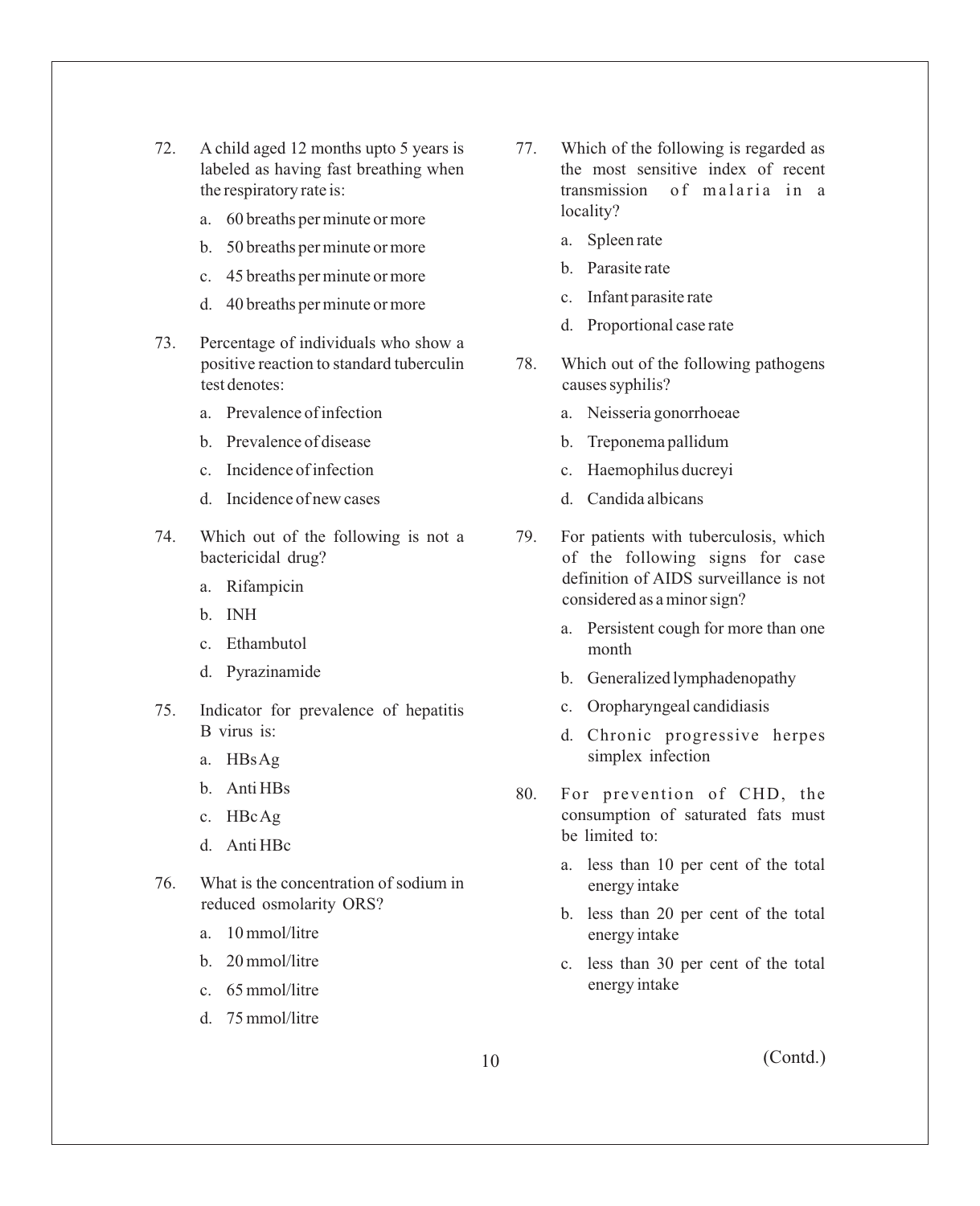72. A child aged 12 months upto 5 years is labeled as having fast breathing when the respiratory rate is:

   a. 60 breaths per minute or more

   b. 50 breaths per minute or more

   c. 45 breaths per minute or more

   d. 40 breaths per minute or more

73. Percentage of individuals who show a positive reaction to standard tuberculin test denotes:

   a. Prevalence of infection

   b. Prevalence of disease

   c. Incidence of infection

   d. Incidence of new cases

74. Which out of the following is not a bactericidal drug?

   a. Rifampicin

   b. INH

   c. Ethambutol

   d. Pyrazinamide

75. Indicator for prevalence of hepatitis B virus is:

   a. HBs Ag

   b. Anti HBs

   c. HBc Ag

   d. Anti HBc

76. What is the concentration of sodium in reduced osmolarity ORS?

   a. 10 mmol/litre

   b. 20 mmol/litre

   c. 65 mmol/litre

   d. 75 mmol/litre

77. Which of the following is regarded as the most sensitive index of recent transmission of malaria in a locality?

   a. Spleen rate

   b. Parasite rate

   c. Infant parasite rate

   d. Proportional case rate

78. Which out of the following pathogens causes syphilis?

   a. Neisseria gonorrhoeae

   b. Treponema pallidum

   c. Haemophilus ducreyi

   d. Candida albicans

79. For patients with tuberculosis, which of the following signs for case definition of AIDS surveillance is not considered as a minor sign?

   a. Persistent cough for more than one month

   b. Generalized lymphadenopathy

   c. Oropharyngeal candidiasis

   d. Chronic progressive herpes simplex infection

80. For prevention of CHD, the consumption of saturated fats must be limited to:

   a. less than 10 per cent of the total energy intake

   b. less than 20 per cent of the total energy intake

   c. less than 30 per cent of the total energy intake

(Contd.)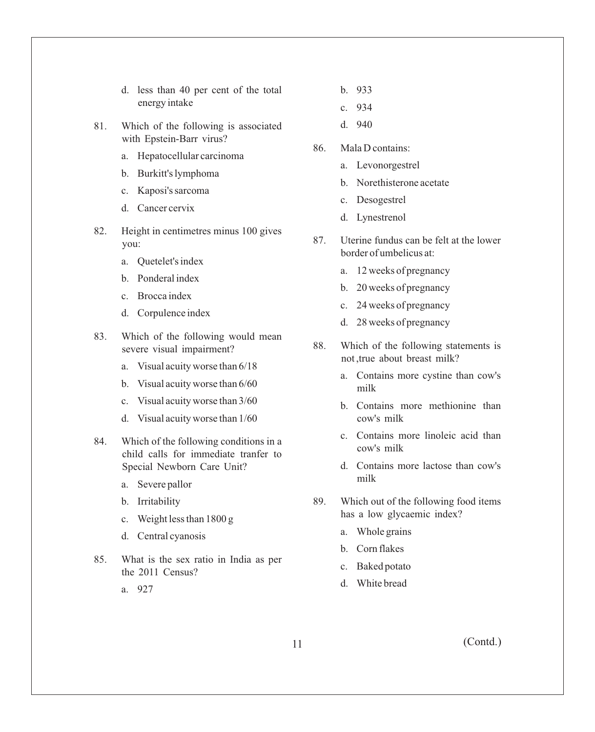d. less than 40 per cent of the total energy intake

81. Which of the following is associated with Epstein-Barr virus?

    a. Hepatocellular carcinoma

    b. Burkitt's lymphoma

    c. Kaposi's sarcoma

    d. Cancer cervix

82. Height in centimetres minus 100 gives you:

    a. Quetelet's index

    b. Ponderal index

    c. Brocca index

    d. Corpulence index

83. Which of the following would mean severe visual impairment?

    a. Visual acuity worse than 6/18

    b. Visual acuity worse than 6/60

    c. Visual acuity worse than 3/60

    d. Visual acuity worse than 1/60

84. Which of the following conditions in a child calls for immediate tranfer to Special Newborn Care Unit?

    a. Severe pallor

    b. Irritability

    c. Weight less than 1800 g

    d. Central cyanosis

85. What is the sex ratio in India as per the 2011 Census?

    a. 927

    b. 933

    c. 934

    d. 940

86. Mala D contains:

    a. Levonorgestrel

    b. Norethisterone acetate

    c. Desogestrel

    d. Lynestrenol

87. Uterine fundus can be felt at the lower border of umbelicus at:

    a. 12 weeks of pregnancy

    b. 20 weeks of pregnancy

    c. 24 weeks of pregnancy

    d. 28 weeks of pregnancy

88. Which of the following statements is not ,true about breast milk?

    a. Contains more cystine than cow's milk

    b. Contains more methionine than cow's milk

    c. Contains more linoleic acid than cow's milk

    d. Contains more lactose than cow's milk

89. Which out of the following food items has a low glycaemic index?

    a. Whole grains

    b. Corn flakes

    c. Baked potato

    d. White bread

(Contd.)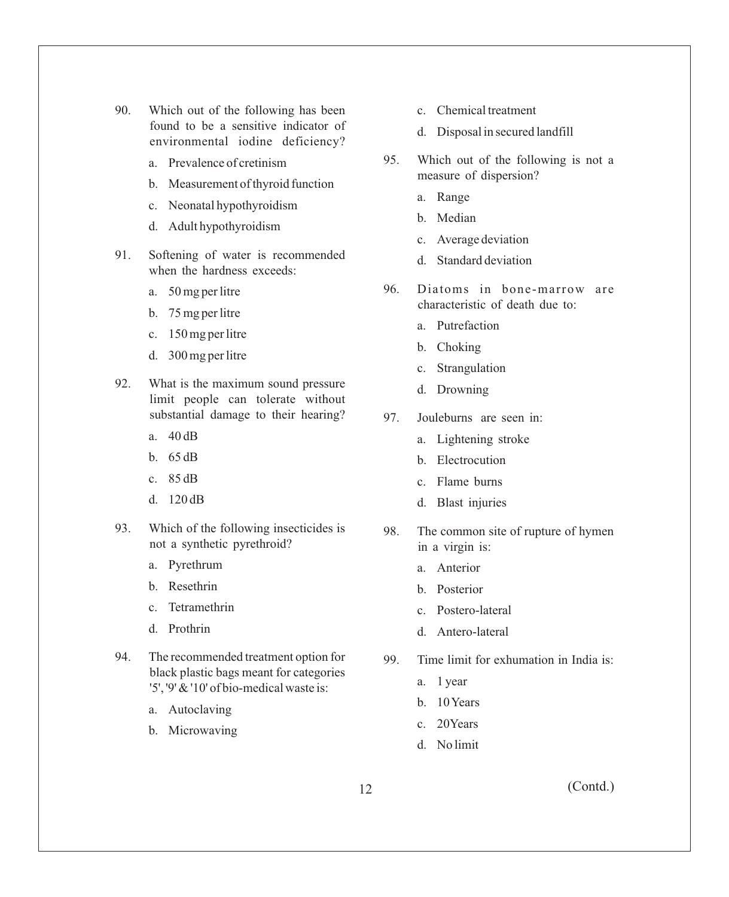90. Which out of the following has been found to be a sensitive indicator of environmental iodine deficiency?

    a. Prevalence of cretinism
    b. Measurement of thyroid function
    c. Neonatal hypothyroidism
    d. Adult hypothyroidism

91. Softening of water is recommended when the hardness exceeds:

    a. 50 mg per litre
    b. 75 mg per litre
    c. 150 mg per litre
    d. 300 mg per litre

92. What is the maximum sound pressure limit people can tolerate without substantial damage to their hearing?

    a. 40 dB
    b. 65 dB
    c. 85 dB
    d. 120 dB

93. Which of the following insecticides is not a synthetic pyrethroid?

    a. Pyrethrum
    b. Resethrin
    c. Tetramethrin
    d. Prothrin

94. The recommended treatment option for black plastic bags meant for categories '5', '9' & '10' of bio-medical waste is:

    a. Autoclaving
    b. Microwaving
    c. Chemical treatment
    d. Disposal in secured landfill

95. Which out of the following is not a measure of dispersion?

    a. Range
    b. Median
    c. Average deviation
    d. Standard deviation

96. Diatoms in bone-marrow are characteristic of death due to:

    a. Putrefaction
    b. Choking
    c. Strangulation
    d. Drowning

97. Jouleburns are seen in:

    a. Lightening stroke
    b. Electrocution
    c. Flame burns
    d. Blast injuries

98. The common site of rupture of hymen in a virgin is:

    a. Anterior
    b. Posterior
    c. Postero-lateral
    d. Antero-lateral

99. Time limit for exhumation in India is:

    a. 1 year
    b. 10 Years
    c. 20Years
    d. No limit

(Contd.)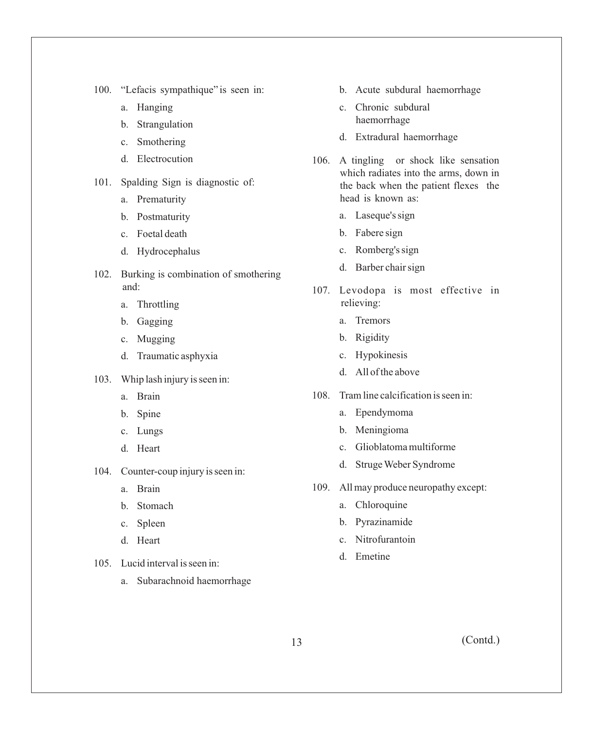100. "Lefacis sympathique" is seen in:

   a. Hanging

   b. Strangulation

   c. Smothering

   d. Electrocution

101. Spalding Sign is diagnostic of:

   a. Prematurity

   b. Postmaturity

   c. Foetal death

   d. Hydrocephalus

102. Burking is combination of smothering and:

   a. Throttling

   b. Gagging

   c. Mugging

   d. Traumatic asphyxia

103. Whip lash injury is seen in:

   a. Brain

   b. Spine

   c. Lungs

   d. Heart

104. Counter-coup injury is seen in:

   a. Brain

   b. Stomach

   c. Spleen

   d. Heart

105. Lucid interval is seen in:

   a. Subarachnoid haemorrhage

   b. Acute subdural haemorrhage

   c. Chronic subdural haemorrhage

   d. Extradural haemorrhage

106. A tingling or shock like sensation which radiates into the arms, down in the back when the patient flexes the head is known as:

   a. Laseque's sign

   b. Fabere sign

   c. Romberg's sign

   d. Barber chair sign

107. Levodopa is most effective in relieving:

   a. Tremors

   b. Rigidity

   c. Hypokinesis

   d. All of the above

108. Tram line calcification is seen in:

   a. Ependymoma

   b. Meningioma

   c. Glioblatoma multiforme

   d. Struge Weber Syndrome

109. All may produce neuropathy except:

   a. Chloroquine

   b. Pyrazinamide

   c. Nitrofurantoin

   d. Emetine

(Contd.)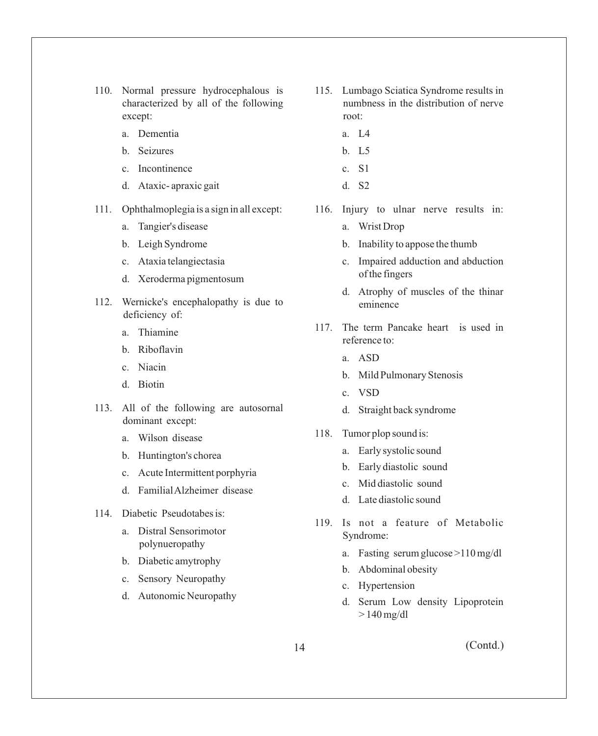110. Normal pressure hydrocephalous is characterized by all of the following except:

   a. Dementia
   b. Seizures
   c. Incontinence
   d. Ataxic- apraxic gait

111. Ophthalmoplegia is a sign in all except:

   a. Tangier's disease
   b. Leigh Syndrome
   c. Ataxia telangiectasia
   d. Xeroderma pigmentosum

112. Wernicke's encephalopathy is due to deficiency of:

   a. Thiamine
   b. Riboflavin
   c. Niacin
   d. Biotin

113. All of the following are autosornal dominant except:

   a. Wilson disease
   b. Huntington's chorea
   c. Acute Intermittent porphyria
   d. Familial Alzheimer disease

114. Diabetic Pseudotabes is:

   a. Distral Sensorimotor polynueropathy
   b. Diabetic amytrophy
   c. Sensory Neuropathy
   d. Autonomic Neuropathy

115. Lumbago Sciatica Syndrome results in numbness in the distribution of nerve root:

   a. L4
   b. L5
   c. S1
   d. S2

116. Injury to ulnar nerve results in:

   a. Wrist Drop
   b. Inability to appose the thumb
   c. Impaired adduction and abduction of the fingers
   d. Atrophy of muscles of the thinar eminence

117. The term Pancake heart is used in reference to:

   a. ASD
   b. Mild Pulmonary Stenosis
   c. VSD
   d. Straight back syndrome

118. Tumor plop sound is:

   a. Early systolic sound
   b. Early diastolic sound
   c. Mid diastolic sound
   d. Late diastolic sound

119. Is not a feature of Metabolic Syndrome:

   a. Fasting serum glucose >110 mg/dl
   b. Abdominal obesity
   c. Hypertension
   d. Serum Low density Lipoprotein > 140 mg/dl

(Contd.)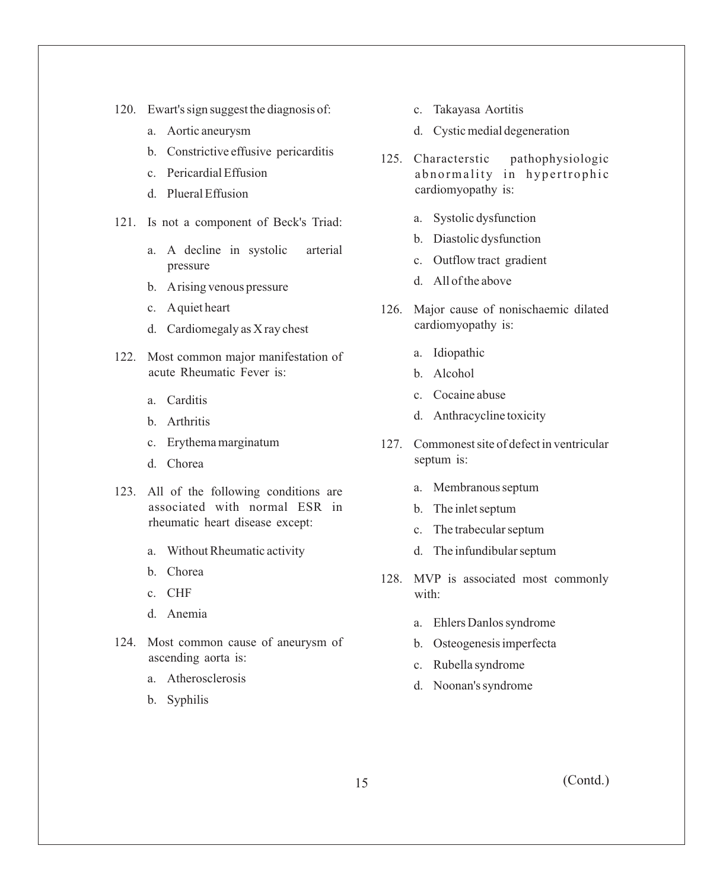120. Ewart's sign suggest the diagnosis of:

 a. Aortic aneurysm
 b. Constrictive effusive pericarditis
 c. Pericardial Effusion
 d. Plueral Effusion

121. Is not a component of Beck's Triad:

 a. A decline in systolic arterial pressure
 b. A rising venous pressure
 c. A quiet heart
 d. Cardiomegaly as X ray chest

122. Most common major manifestation of acute Rheumatic Fever is:

 a. Carditis
 b. Arthritis
 c. Erythema marginatum
 d. Chorea

123. All of the following conditions are associated with normal ESR in rheumatic heart disease except:

 a. Without Rheumatic activity
 b. Chorea
 c. CHF
 d. Anemia

124. Most common cause of aneurysm of ascending aorta is:

 a. Atherosclerosis
 b. Syphilis
 c. Takayasa Aortitis
 d. Cystic medial degeneration

125. Characterstic pathophysiologic abnormality in hypertrophic cardiomyopathy is:

 a. Systolic dysfunction
 b. Diastolic dysfunction
 c. Outflow tract gradient
 d. All of the above

126. Major cause of nonischaemic dilated cardiomyopathy is:

 a. Idiopathic
 b. Alcohol
 c. Cocaine abuse
 d. Anthracycline toxicity

127. Commonest site of defect in ventricular septum is:

 a. Membranous septum
 b. The inlet septum
 c. The trabecular septum
 d. The infundibular septum

128. MVP is associated most commonly with:

 a. Ehlers Danlos syndrome
 b. Osteogenesis imperfecta
 c. Rubella syndrome
 d. Noonan's syndrome

(Contd.)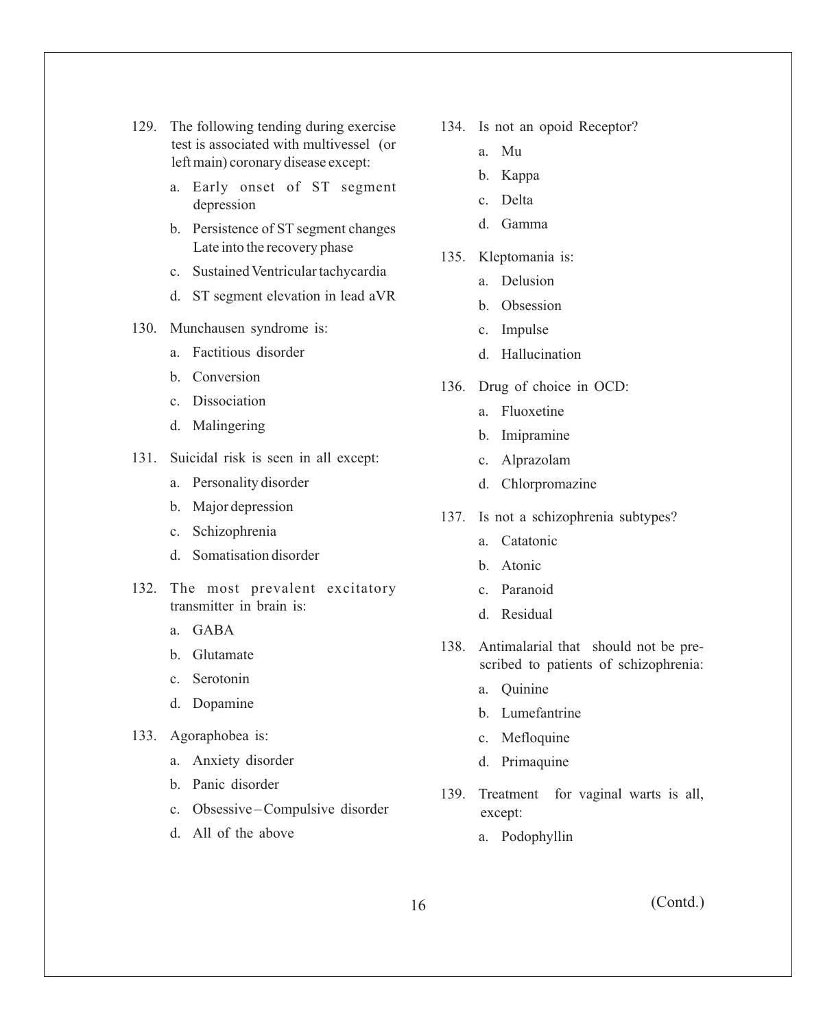129. The following tending during exercise test is associated with multivessel (or left main) coronary disease except:

   a. Early onset of ST segment depression
   b. Persistence of ST segment changes Late into the recovery phase
   c. Sustained Ventricular tachycardia
   d. ST segment elevation in lead aVR

130. Munchausen syndrome is:

   a. Factitious disorder
   b. Conversion
   c. Dissociation
   d. Malingering

131. Suicidal risk is seen in all except:

   a. Personality disorder
   b. Major depression
   c. Schizophrenia
   d. Somatisation disorder

132. The most prevalent excitatory transmitter in brain is:

   a. GABA
   b. Glutamate
   c. Serotonin
   d. Dopamine

133. Agoraphobea is:

   a. Anxiety disorder
   b. Panic disorder
   c. Obsessive – Compulsive disorder
   d. All of the above

134. Is not an opoid Receptor?

   a. Mu
   b. Kappa
   c. Delta
   d. Gamma

135. Kleptomania is:

   a. Delusion
   b. Obsession
   c. Impulse
   d. Hallucination

136. Drug of choice in OCD:

   a. Fluoxetine
   b. Imipramine
   c. Alprazolam
   d. Chlorpromazine

137. Is not a schizophrenia subtypes?

   a. Catatonic
   b. Atonic
   c. Paranoid
   d. Residual

138. Antimalarial that should not be prescribed to patients of schizophrenia:

   a. Quinine
   b. Lumefantrine
   c. Mefloquine
   d. Primaquine

139. Treatment for vaginal warts is all, except:

   a. Podophyllin

(Contd.)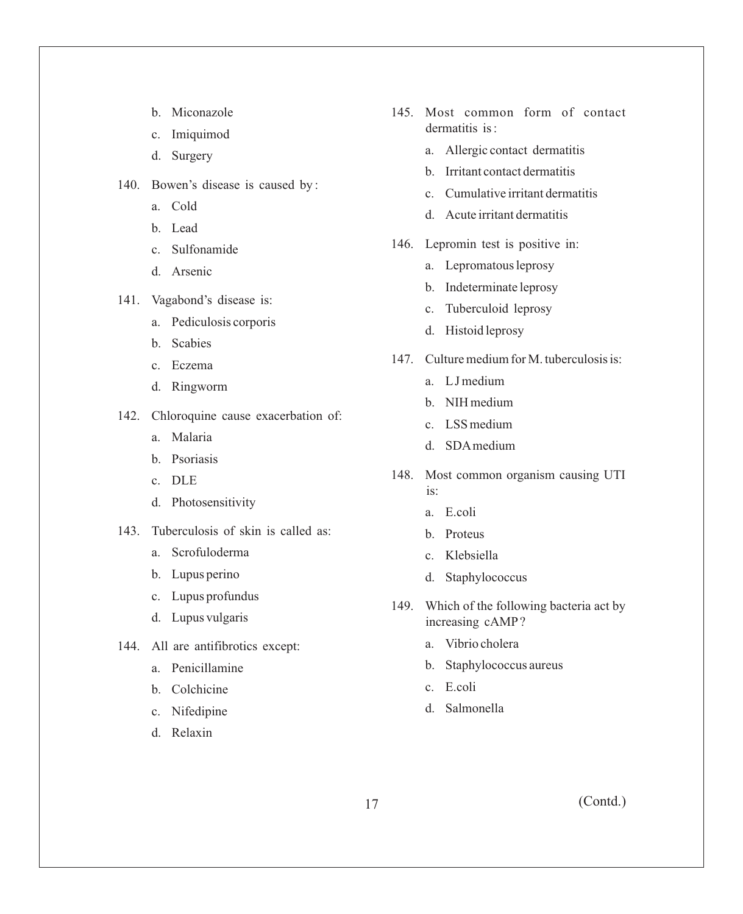b. Miconazole

c. Imiquimod

d. Surgery

140. Bowen's disease is caused by :

a. Cold

b. Lead

c. Sulfonamide

d. Arsenic

141. Vagabond's disease is:

a. Pediculosis corporis

b. Scabies

c. Eczema

d. Ringworm

142. Chloroquine cause exacerbation of:

a. Malaria

b. Psoriasis

c. DLE

d. Photosensitivity

143. Tuberculosis of skin is called as:

a. Scrofuloderma

b. Lupus perino

c. Lupus profundus

d. Lupus vulgaris

144. All are antifibrotics except:

a. Penicillamine

b. Colchicine

c. Nifedipine

d. Relaxin

145. Most common form of contact dermatitis is :

a. Allergic contact dermatitis

b. Irritant contact dermatitis

c. Cumulative irritant dermatitis

d. Acute irritant dermatitis

146. Lepromin test is positive in:

a. Lepromatous leprosy

b. Indeterminate leprosy

c. Tuberculoid leprosy

d. Histoid leprosy

147. Culture medium for M. tuberculosis is:

a. L J medium

b. NIH medium

c. LSS medium

d. SDA medium

148. Most common organism causing UTI is:

a. E.coli

b. Proteus

c. Klebsiella

d. Staphylococcus

149. Which of the following bacteria act by increasing cAMP ?

a. Vibrio cholera

b. Staphylococcus aureus

c. E.coli

d. Salmonella

(Contd.)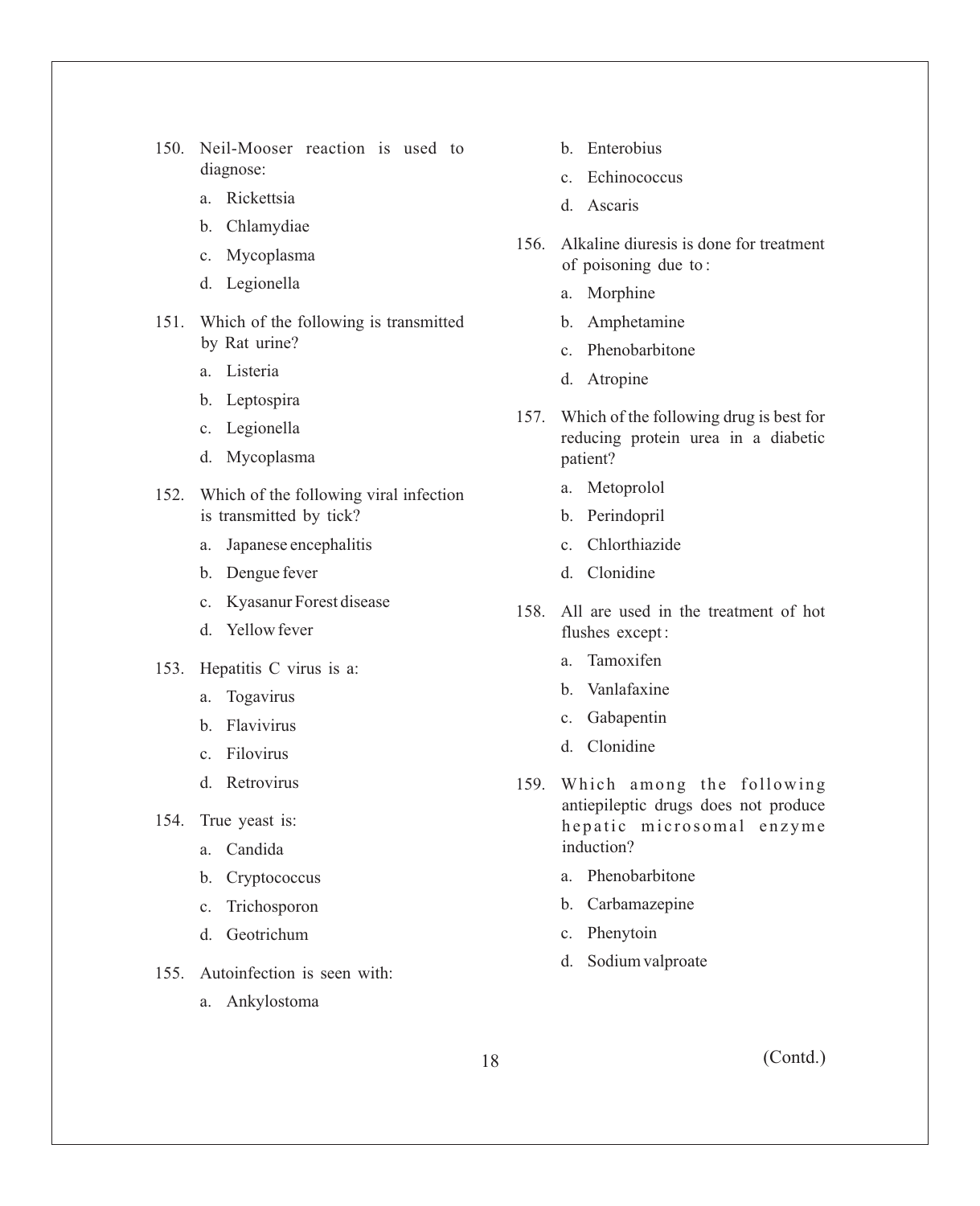150. Neil-Mooser reaction is used to diagnose:

   a. Rickettsia
   b. Chlamydiae
   c. Mycoplasma
   d. Legionella

151. Which of the following is transmitted by Rat urine?

   a. Listeria
   b. Leptospira
   c. Legionella
   d. Mycoplasma

152. Which of the following viral infection is transmitted by tick?

   a. Japanese encephalitis
   b. Dengue fever
   c. Kyasanur Forest disease
   d. Yellow fever

153. Hepatitis C virus is a:

   a. Togavirus
   b. Flavivirus
   c. Filovirus
   d. Retrovirus

154. True yeast is:

   a. Candida
   b. Cryptococcus
   c. Trichosporon
   d. Geotrichum

155. Autoinfection is seen with:

   a. Ankylostoma
   b. Enterobius
   c. Echinococcus
   d. Ascaris

156. Alkaline diuresis is done for treatment of poisoning due to:

   a. Morphine
   b. Amphetamine
   c. Phenobarbitone
   d. Atropine

157. Which of the following drug is best for reducing protein urea in a diabetic patient?

   a. Metoprolol
   b. Perindopril
   c. Chlorthiazide
   d. Clonidine

158. All are used in the treatment of hot flushes except:

   a. Tamoxifen
   b. Vanlafaxine
   c. Gabapentin
   d. Clonidine

159. Which among the following antiepileptic drugs does not produce hepatic microsomal enzyme induction?

   a. Phenobarbitone
   b. Carbamazepine
   c. Phenytoin
   d. Sodium valproate

(Contd.)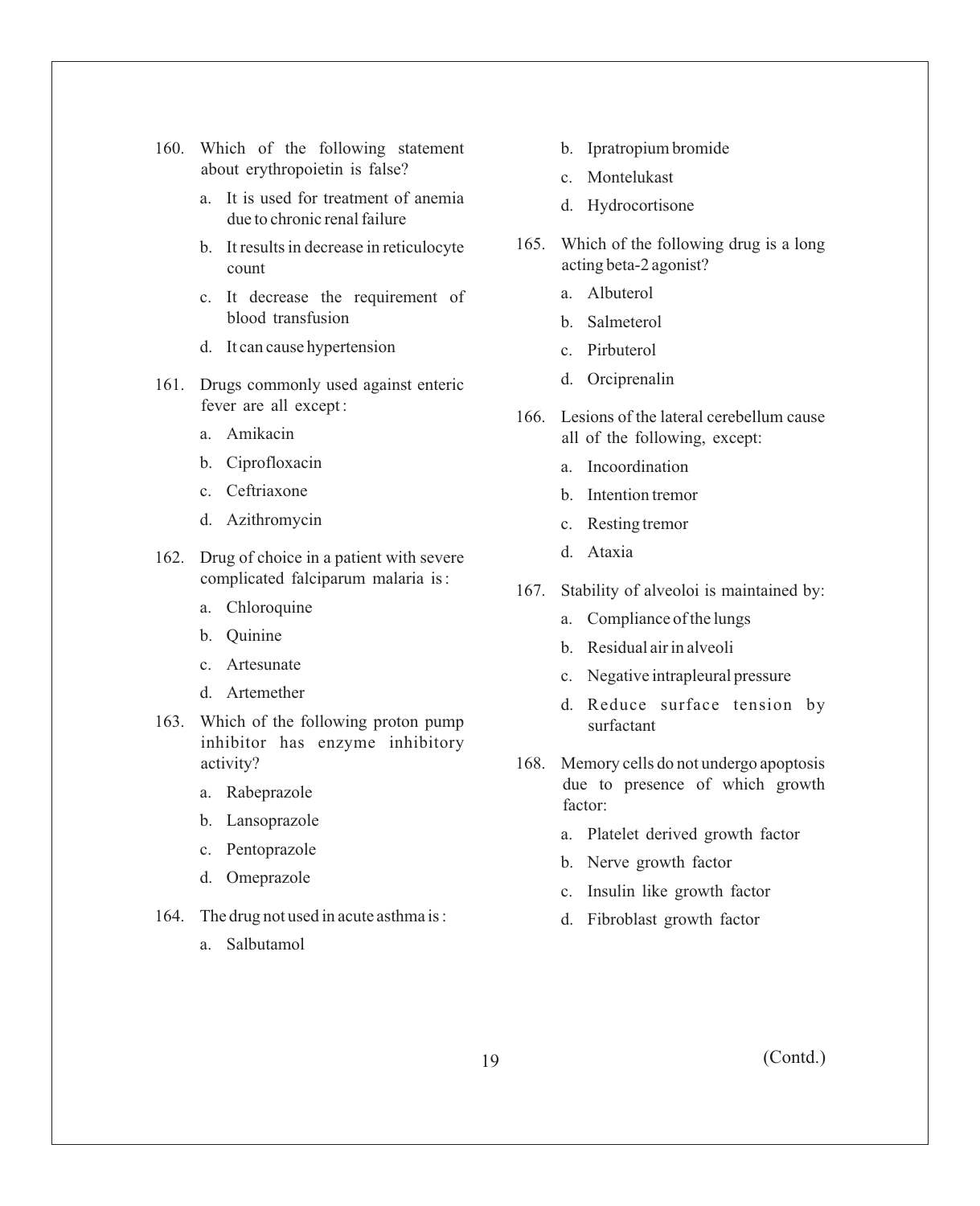160. Which of the following statement about erythropoietin is false?

 a. It is used for treatment of anemia due to chronic renal failure

 b. It results in decrease in reticulocyte count

 c. It decrease the requirement of blood transfusion

 d. It can cause hypertension

161. Drugs commonly used against enteric fever are all except :

 a. Amikacin

 b. Ciprofloxacin

 c. Ceftriaxone

 d. Azithromycin

162. Drug of choice in a patient with severe complicated falciparum malaria is :

 a. Chloroquine

 b. Quinine

 c. Artesunate

 d. Artemether

163. Which of the following proton pump inhibitor has enzyme inhibitory activity?

 a. Rabeprazole

 b. Lansoprazole

 c. Pentoprazole

 d. Omeprazole

164. The drug not used in acute asthma is :

 a. Salbutamol

 b. Ipratropium bromide

 c. Montelukast

 d. Hydrocortisone

165. Which of the following drug is a long acting beta-2 agonist?

 a. Albuterol

 b. Salmeterol

 c. Pirbuterol

 d. Orciprenalin

166. Lesions of the lateral cerebellum cause all of the following, except:

 a. Incoordination

 b. Intention tremor

 c. Resting tremor

 d. Ataxia

167. Stability of alveoloi is maintained by:

 a. Compliance of the lungs

 b. Residual air in alveoli

 c. Negative intrapleural pressure

 d. Reduce surface tension by surfactant

168. Memory cells do not undergo apoptosis due to presence of which growth factor:

 a. Platelet derived growth factor

 b. Nerve growth factor

 c. Insulin like growth factor

 d. Fibroblast growth factor

(Contd.)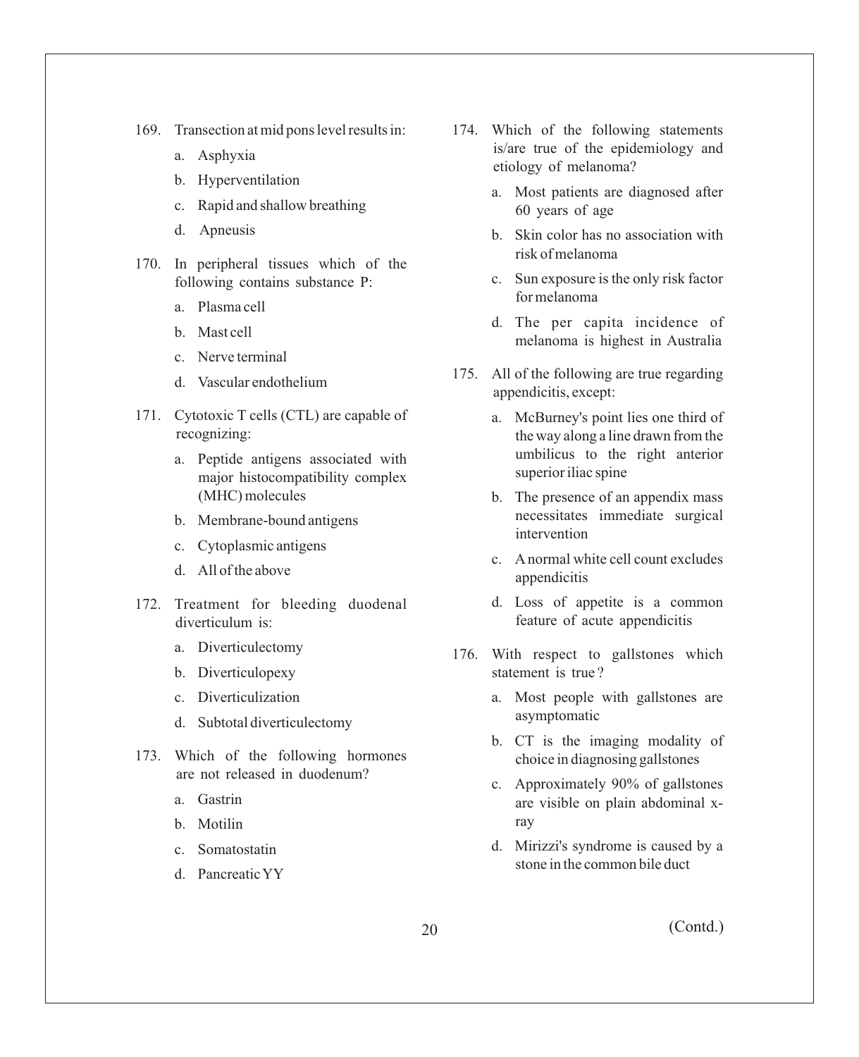169. Transection at mid pons level results in:
   a. Asphyxia
   b. Hyperventilation
   c. Rapid and shallow breathing
   d. Apneusis

170. In peripheral tissues which of the following contains substance P:
   a. Plasma cell
   b. Mast cell
   c. Nerve terminal
   d. Vascular endothelium

171. Cytotoxic T cells (CTL) are capable of recognizing:
   a. Peptide antigens associated with major histocompatibility complex (MHC) molecules
   b. Membrane-bound antigens
   c. Cytoplasmic antigens
   d. All of the above

172. Treatment for bleeding duodenal diverticulum is:
   a. Diverticulectomy
   b. Diverticulopexy
   c. Diverticulization
   d. Subtotal diverticulectomy

173. Which of the following hormones are not released in duodenum?
   a. Gastrin
   b. Motilin
   c. Somatostatin
   d. Pancreatic YY

174. Which of the following statements is/are true of the epidemiology and etiology of melanoma?
   a. Most patients are diagnosed after 60 years of age
   b. Skin color has no association with risk of melanoma
   c. Sun exposure is the only risk factor for melanoma
   d. The per capita incidence of melanoma is highest in Australia

175. All of the following are true regarding appendicitis, except:
   a. McBurney's point lies one third of the way along a line drawn from the umbilicus to the right anterior superior iliac spine
   b. The presence of an appendix mass necessitates immediate surgical intervention
   c. A normal white cell count excludes appendicitis
   d. Loss of appetite is a common feature of acute appendicitis

176. With respect to gallstones which statement is true ?
   a. Most people with gallstones are asymptomatic
   b. CT is the imaging modality of choice in diagnosing gallstones
   c. Approximately 90% of gallstones are visible on plain abdominal x-ray
   d. Mirizzi's syndrome is caused by a stone in the common bile duct

(Contd.)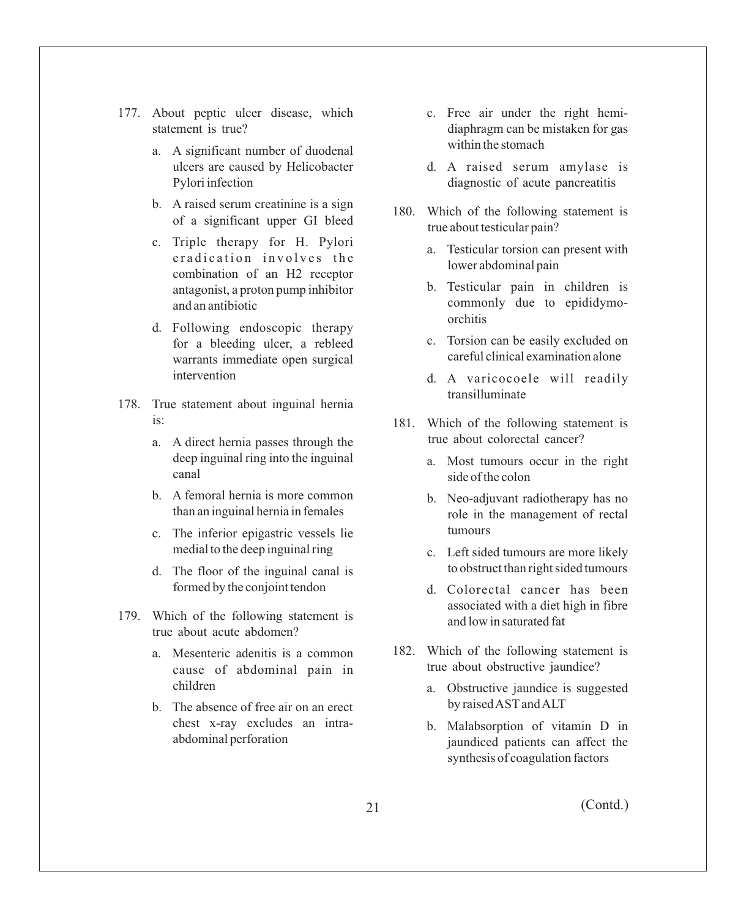177. About peptic ulcer disease, which statement is true?

   a. A significant number of duodenal ulcers are caused by Helicobacter Pylori infection

   b. A raised serum creatinine is a sign of a significant upper GI bleed

   c. Triple therapy for H. Pylori eradication involves the combination of an H2 receptor antagonist, a proton pump inhibitor and an antibiotic

   d. Following endoscopic therapy for a bleeding ulcer, a rebleed warrants immediate open surgical intervention

178. True statement about inguinal hernia is:

   a. A direct hernia passes through the deep inguinal ring into the inguinal canal

   b. A femoral hernia is more common than an inguinal hernia in females

   c. The inferior epigastric vessels lie medial to the deep inguinal ring

   d. The floor of the inguinal canal is formed by the conjoint tendon

179. Which of the following statement is true about acute abdomen?

   a. Mesenteric adenitis is a common cause of abdominal pain in children

   b. The absence of free air on an erect chest x-ray excludes an intra-abdominal perforation

   c. Free air under the right hemi-diaphragm can be mistaken for gas within the stomach

   d. A raised serum amylase is diagnostic of acute pancreatitis

180. Which of the following statement is true about testicular pain?

   a. Testicular torsion can present with lower abdominal pain

   b. Testicular pain in children is commonly due to epididymo-orchitis

   c. Torsion can be easily excluded on careful clinical examination alone

   d. A varicocoele will readily transilluminate

181. Which of the following statement is true about colorectal cancer?

   a. Most tumours occur in the right side of the colon

   b. Neo-adjuvant radiotherapy has no role in the management of rectal tumours

   c. Left sided tumours are more likely to obstruct than right sided tumours

   d. Colorectal cancer has been associated with a diet high in fibre and low in saturated fat

182. Which of the following statement is true about obstructive jaundice?

   a. Obstructive jaundice is suggested by raised AST and ALT

   b. Malabsorption of vitamin D in jaundiced patients can affect the synthesis of coagulation factors

(Contd.)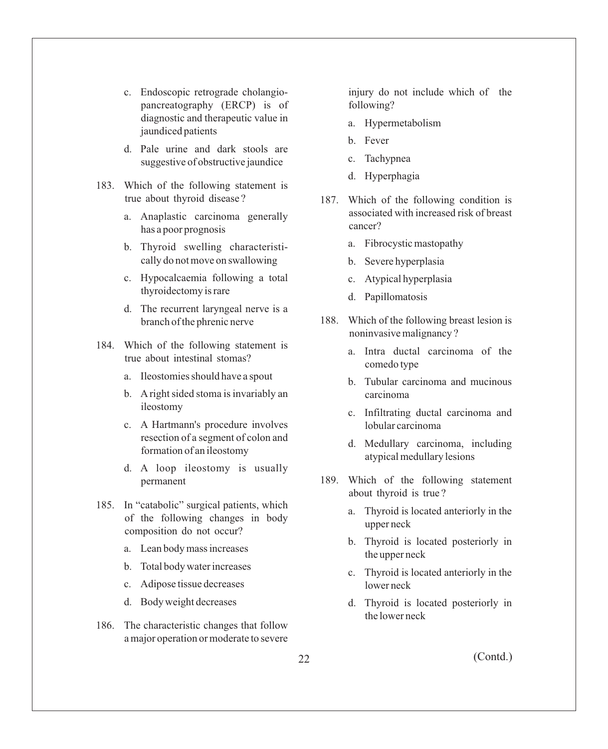c. Endoscopic retrograde cholangio-pancreatography (ERCP) is of diagnostic and therapeutic value in jaundiced patients

d. Pale urine and dark stools are suggestive of obstructive jaundice

183. Which of the following statement is true about thyroid disease ?

a. Anaplastic carcinoma generally has a poor prognosis

b. Thyroid swelling characteristically do not move on swallowing

c. Hypocalcaemia following a total thyroidectomy is rare

d. The recurrent laryngeal nerve is a branch of the phrenic nerve

184. Which of the following statement is true about intestinal stomas?

a. Ileostomies should have a spout

b. A right sided stoma is invariably an ileostomy

c. A Hartmann's procedure involves resection of a segment of colon and formation of an ileostomy

d. A loop ileostomy is usually permanent

185. In "catabolic" surgical patients, which of the following changes in body composition do not occur?

a. Lean body mass increases

b. Total body water increases

c. Adipose tissue decreases

d. Body weight decreases

186. The characteristic changes that follow a major operation or moderate to severe injury do not include which of the following?

a. Hypermetabolism

b. Fever

c. Tachypnea

d. Hyperphagia

187. Which of the following condition is associated with increased risk of breast cancer?

a. Fibrocystic mastopathy

b. Severe hyperplasia

c. Atypical hyperplasia

d. Papillomatosis

188. Which of the following breast lesion is noninvasive malignancy ?

a. Intra ductal carcinoma of the comedo type

b. Tubular carcinoma and mucinous carcinoma

c. Infiltrating ductal carcinoma and lobular carcinoma

d. Medullary carcinoma, including atypical medullary lesions

189. Which of the following statement about thyroid is true ?

a. Thyroid is located anteriorly in the upper neck

b. Thyroid is located posteriorly in the upper neck

c. Thyroid is located anteriorly in the lower neck

d. Thyroid is located posteriorly in the lower neck

(Contd.)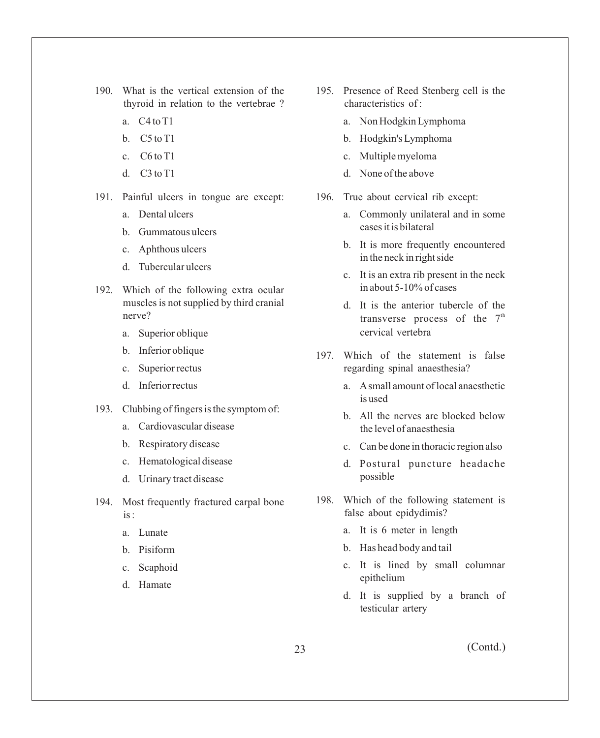190. What is the vertical extension of the thyroid in relation to the vertebrae ?

   a. C4 to T1
   b. C5 to T1
   c. C6 to T1
   d. C3 to T1

191. Painful ulcers in tongue are except:

   a. Dental ulcers
   b. Gummatous ulcers
   c. Aphthous ulcers
   d. Tubercular ulcers

192. Which of the following extra ocular muscles is not supplied by third cranial nerve?

   a. Superior oblique
   b. Inferior oblique
   c. Superior rectus
   d. Inferior rectus

193. Clubbing of fingers is the symptom of:

   a. Cardiovascular disease
   b. Respiratory disease
   c. Hematological disease
   d. Urinary tract disease

194. Most frequently fractured carpal bone is :

   a. Lunate
   b. Pisiform
   c. Scaphoid
   d. Hamate

195. Presence of Reed Stenberg cell is the characteristics of :

   a. Non Hodgkin Lymphoma
   b. Hodgkin's Lymphoma
   c. Multiple myeloma
   d. None of the above

196. True about cervical rib except:

   a. Commonly unilateral and in some cases it is bilateral
   b. It is more frequently encountered in the neck in right side
   c. It is an extra rib present in the neck in about 5-10% of cases
   d. It is the anterior tubercle of the transverse process of the 7th cervical vertebra

197. Which of the statement is false regarding spinal anaesthesia?

   a. A small amount of local anaesthetic is used
   b. All the nerves are blocked below the level of anaesthesia
   c. Can be done in thoracic region also
   d. Postural puncture headache possible

198. Which of the following statement is false about epidydimis?

   a. It is 6 meter in length
   b. Has head body and tail
   c. It is lined by small columnar epithelium
   d. It is supplied by a branch of testicular artery

(Contd.)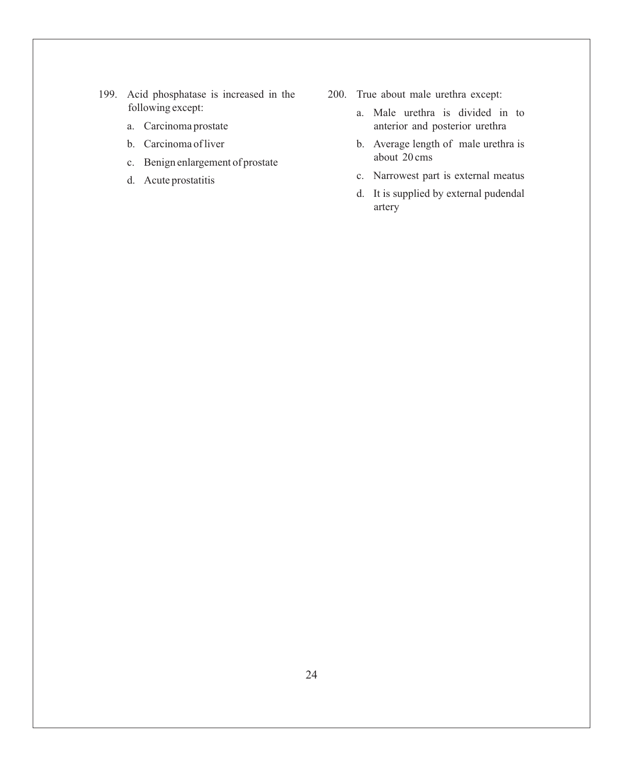199. Acid phosphatase is increased in the following except:

   a. Carcinoma prostate

   b. Carcinoma of liver

   c. Benign enlargement of prostate

   d. Acute prostatitis

200. True about male urethra except:

   a. Male urethra is divided in to anterior and posterior urethra

   b. Average length of male urethra is about 20 cms

   c. Narrowest part is external meatus

   d. It is supplied by external pudendal artery